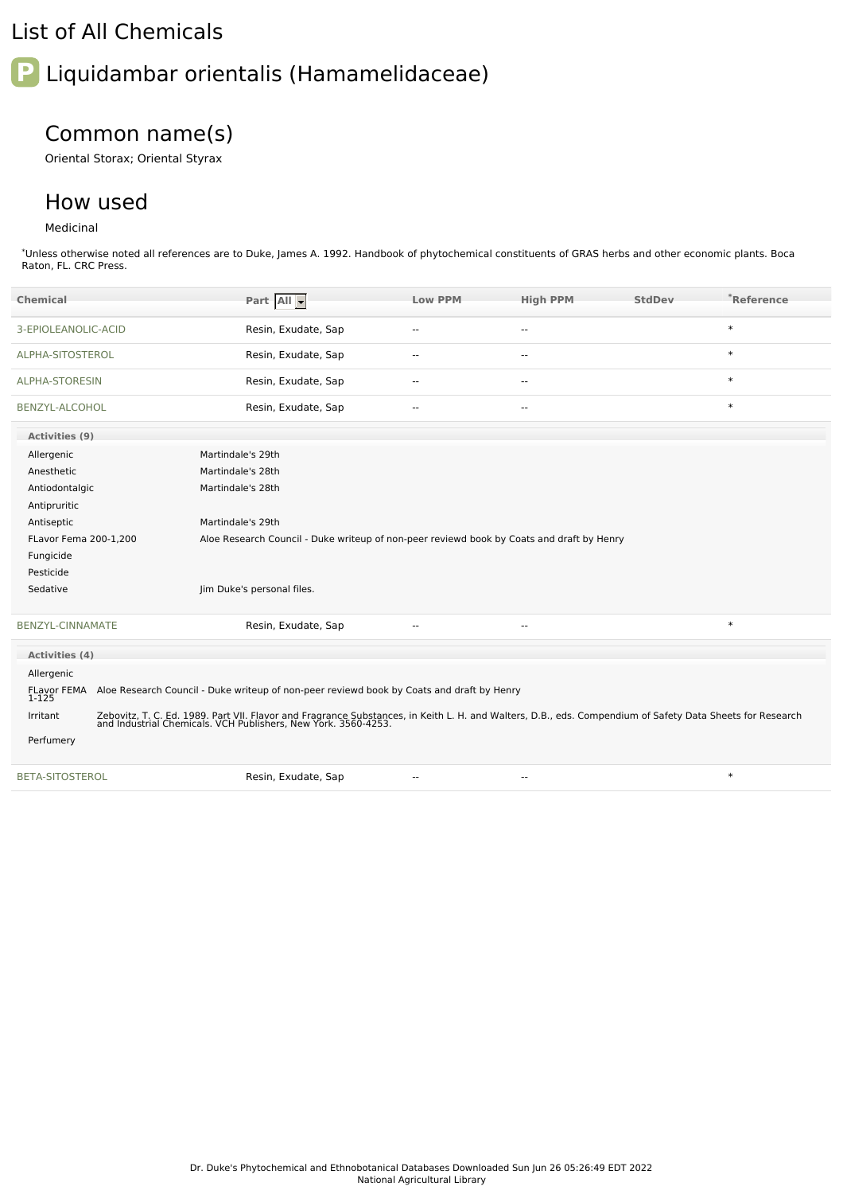# List of All Chemicals

## Liquidambar orientalis (Hamamelidaceae)

### Common name(s)

Oriental Storax; Oriental Styrax

### How used

Medicinal

*Unless otherwise noted all references are to Duke, James A. 1992. Handbook of phytochemical constituents of GRAS herbs and other economic plants. Boca Raton, FL. CRC Press.

| Chemical | Part | Low PPM | High PPM | StdDev | *Reference |
|---|---|---|---|---|---|
| 3-EPIOLEANOLIC-ACID | Resin, Exudate, Sap | -- | -- | | * |
| ALPHA-SITOSTEROL | Resin, Exudate, Sap | -- | -- | | * |
| ALPHA-STORESIN | Resin, Exudate, Sap | -- | -- | | * |
| BENZYL-ALCOHOL | Resin, Exudate, Sap | -- | -- | | * |

**Activities (9)**

| Activity | Reference |
|---|---|
| Allergenic | Martindale's 29th |
| Anesthetic | Martindale's 28th |
| Antiodontalgic | Martindale's 28th |
| Antipruritic | |
| Antiseptic | Martindale's 29th |
| FLavor Fema 200-1,200 | Aloe Research Council - Duke writeup of non-peer reviewd book by Coats and draft by Henry |
| Fungicide | |
| Pesticide | |
| Sedative | Jim Duke's personal files. |

| Chemical | Part | Low PPM | High PPM | StdDev | *Reference |
|---|---|---|---|---|---|
| BENZYL-CINNAMATE | Resin, Exudate, Sap | -- | -- | | * |

**Activities (4)**

| Activity | Reference |
|---|---|
| Allergenic | |
| FLavor FEMA 1-125 | Aloe Research Council - Duke writeup of non-peer reviewd book by Coats and draft by Henry |
| Irritant | Zebovitz, T. C. Ed. 1989. Part VII. Flavor and Fragrance Substances, in Keith L. H. and Walters, D.B., eds. Compendium of Safety Data Sheets for Research and Industrial Chemicals. VCH Publishers, New York. 3560-4253. |
| Perfumery | |

| Chemical | Part | Low PPM | High PPM | StdDev | *Reference |
|---|---|---|---|---|---|
| BETA-SITOSTEROL | Resin, Exudate, Sap | -- | -- | | * |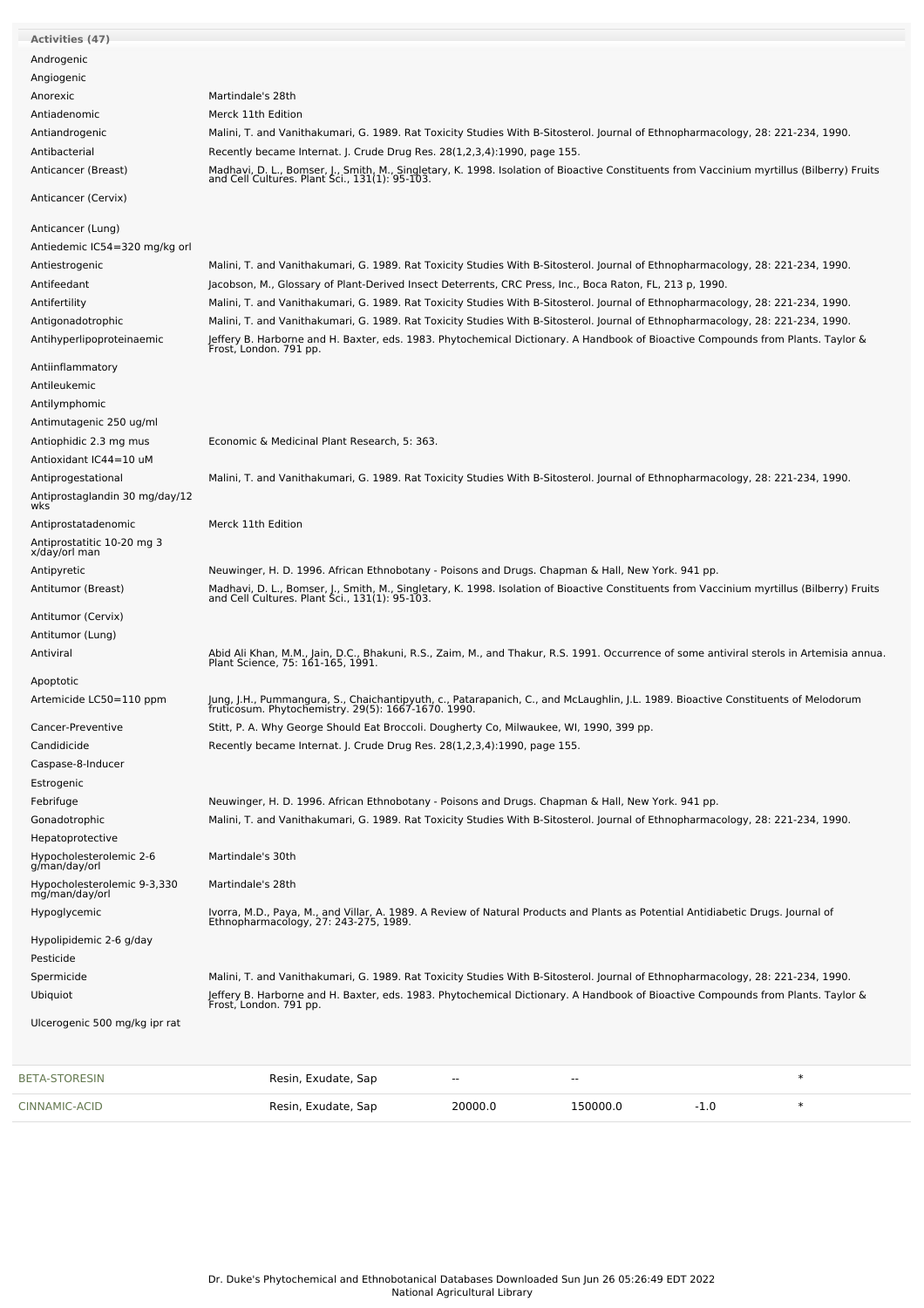**Activities (47)**

| Activity | Reference |
|---|---|
| Androgenic | |
| Angiogenic | |
| Anorexic | Martindale's 28th |
| Antiadenomic | Merck 11th Edition |
| Antiandrogenic | Malini, T. and Vanithakumari, G. 1989. Rat Toxicity Studies With B-Sitosterol. Journal of Ethnopharmacology, 28: 221-234, 1990. |
| Antibacterial | Recently became Internat. J. Crude Drug Res. 28(1,2,3,4):1990, page 155. |
| Anticancer (Breast) | Madhavi, D. L., Bomser, J., Smith, M., Singletary, K. 1998. Isolation of Bioactive Constituents from Vaccinium myrtillus (Bilberry) Fruits and Cell Cultures. Plant Sci., 131(1): 95-103. |
| Anticancer (Cervix) | |
| Anticancer (Lung) | |
| Antiedemic IC54=320 mg/kg orl | |
| Antiestrogenic | Malini, T. and Vanithakumari, G. 1989. Rat Toxicity Studies With B-Sitosterol. Journal of Ethnopharmacology, 28: 221-234, 1990. |
| Antifeedant | Jacobson, M., Glossary of Plant-Derived Insect Deterrents, CRC Press, Inc., Boca Raton, FL, 213 p, 1990. |
| Antifertility | Malini, T. and Vanithakumari, G. 1989. Rat Toxicity Studies With B-Sitosterol. Journal of Ethnopharmacology, 28: 221-234, 1990. |
| Antigonadotrophic | Malini, T. and Vanithakumari, G. 1989. Rat Toxicity Studies With B-Sitosterol. Journal of Ethnopharmacology, 28: 221-234, 1990. |
| Antihyperlipoproteinaemic | Jeffery B. Harborne and H. Baxter, eds. 1983. Phytochemical Dictionary. A Handbook of Bioactive Compounds from Plants. Taylor & Frost, London. 791 pp. |
| Antiinflammatory | |
| Antileukemic | |
| Antilymphomic | |
| Antimutagenic 250 ug/ml | |
| Antiophidic 2.3 mg mus | Economic & Medicinal Plant Research, 5: 363. |
| Antioxidant IC44=10 uM | |
| Antiprogestational | Malini, T. and Vanithakumari, G. 1989. Rat Toxicity Studies With B-Sitosterol. Journal of Ethnopharmacology, 28: 221-234, 1990. |
| Antiprostaglandin 30 mg/day/12 wks | |
| Antiprostatadenomic | Merck 11th Edition |
| Antiprostatitic 10-20 mg 3 x/day/orl man | |
| Antipyretic | Neuwinger, H. D. 1996. African Ethnobotany - Poisons and Drugs. Chapman & Hall, New York. 941 pp. |
| Antitumor (Breast) | Madhavi, D. L., Bomser, J., Smith, M., Singletary, K. 1998. Isolation of Bioactive Constituents from Vaccinium myrtillus (Bilberry) Fruits and Cell Cultures. Plant Sci., 131(1): 95-103. |
| Antitumor (Cervix) | |
| Antitumor (Lung) | |
| Antiviral | Abid Ali Khan, M.M., Jain, D.C., Bhakuni, R.S., Zaim, M., and Thakur, R.S. 1991. Occurrence of some antiviral sterols in Artemisia annua. Plant Science, 75: 161-165, 1991. |
| Apoptotic | |
| Artemicide LC50=110 ppm | Jung, J.H., Pummangura, S., Chaichantipyuth, c., Patarapanich, C., and McLaughlin, J.L. 1989. Bioactive Constituents of Melodorum fruticosum. Phytochemistry. 29(5): 1667-1670. 1990. |
| Cancer-Preventive | Stitt, P. A. Why George Should Eat Broccoli. Dougherty Co, Milwaukee, WI, 1990, 399 pp. |
| Candidicide | Recently became Internat. J. Crude Drug Res. 28(1,2,3,4):1990, page 155. |
| Caspase-8-Inducer | |
| Estrogenic | |
| Febrifuge | Neuwinger, H. D. 1996. African Ethnobotany - Poisons and Drugs. Chapman & Hall, New York. 941 pp. |
| Gonadotrophic | Malini, T. and Vanithakumari, G. 1989. Rat Toxicity Studies With B-Sitosterol. Journal of Ethnopharmacology, 28: 221-234, 1990. |
| Hepatoprotective | |
| Hypocholesterolemic 2-6 g/man/day/orl | Martindale's 30th |
| Hypocholesterolemic 9-3,330 mg/man/day/orl | Martindale's 28th |
| Hypoglycemic | Ivorra, M.D., Paya, M., and Villar, A. 1989. A Review of Natural Products and Plants as Potential Antidiabetic Drugs. Journal of Ethnopharmacology, 27: 243-275, 1989. |
| Hypolipidemic 2-6 g/day | |
| Pesticide | |
| Spermicide | Malini, T. and Vanithakumari, G. 1989. Rat Toxicity Studies With B-Sitosterol. Journal of Ethnopharmacology, 28: 221-234, 1990. |
| Ubiquiot | Jeffery B. Harborne and H. Baxter, eds. 1983. Phytochemical Dictionary. A Handbook of Bioactive Compounds from Plants. Taylor & Frost, London. 791 pp. |
| Ulcerogenic 500 mg/kg ipr rat | |

| | | | | | |
|---|---|---|---|---|---|
| BETA-STORESIN | Resin, Exudate, Sap | -- | -- | | * |
| CINNAMIC-ACID | Resin, Exudate, Sap | 20000.0 | 150000.0 | -1.0 | * |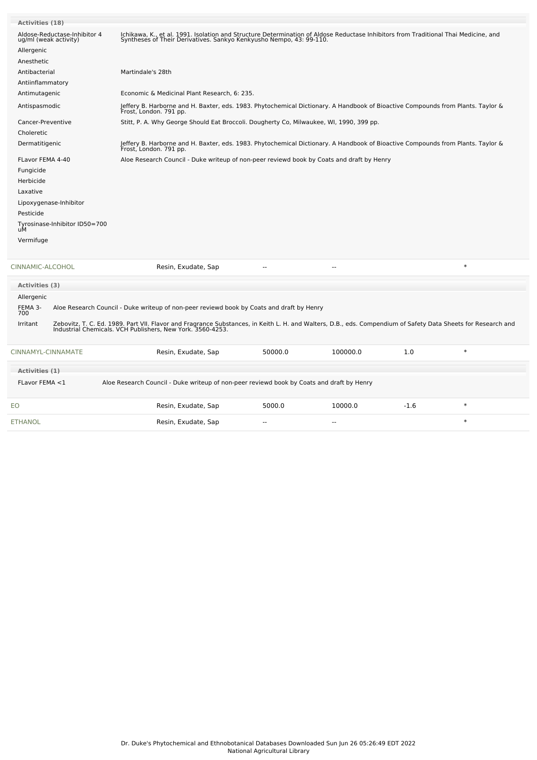**Activities (18)**

| Activity | Reference |
|---|---|
| Aldose-Reductase-Inhibitor 4 ug/ml (weak activity) | Ichikawa, K., et al. 1991. Isolation and Structure Determination of Aldose Reductase Inhibitors from Traditional Thai Medicine, and Syntheses of Their Derivatives. Sankyo Kenkyusho Nempo, 43: 99-110. |
| Allergenic | |
| Anesthetic | |
| Antibacterial | Martindale's 28th |
| Antiinflammatory | |
| Antimutagenic | Economic & Medicinal Plant Research, 6: 235. |
| Antispasmodic | Jeffery B. Harborne and H. Baxter, eds. 1983. Phytochemical Dictionary. A Handbook of Bioactive Compounds from Plants. Taylor & Frost, London. 791 pp. |
| Cancer-Preventive | Stitt, P. A. Why George Should Eat Broccoli. Dougherty Co, Milwaukee, WI, 1990, 399 pp. |
| Choleretic | |
| Dermatitigenic | Jeffery B. Harborne and H. Baxter, eds. 1983. Phytochemical Dictionary. A Handbook of Bioactive Compounds from Plants. Taylor & Frost, London. 791 pp. |
| FLavor FEMA 4-40 | Aloe Research Council - Duke writeup of non-peer reviewd book by Coats and draft by Henry |
| Fungicide | |
| Herbicide | |
| Laxative | |
| Lipoxygenase-Inhibitor | |
| Pesticide | |
| Tyrosinase-Inhibitor ID50=700 uM | |
| Vermifuge | |

| Chemical | Part | Low | High | | |
|---|---|---|---|---|---|
| CINNAMIC-ALCOHOL | Resin, Exudate, Sap | -- | -- | | * |

**Activities (3)**

| Activity | Reference |
|---|---|
| Allergenic | |
| FEMA 3-700 | Aloe Research Council - Duke writeup of non-peer reviewd book by Coats and draft by Henry |
| Irritant | Zebovitz, T. C. Ed. 1989. Part VII. Flavor and Fragrance Substances, in Keith L. H. and Walters, D.B., eds. Compendium of Safety Data Sheets for Research and Industrial Chemicals. VCH Publishers, New York. 3560-4253. |

| Chemical | Part | Low | High | | |
|---|---|---|---|---|---|
| CINNAMYL-CINNAMATE | Resin, Exudate, Sap | 50000.0 | 100000.0 | 1.0 | * |

**Activities (1)**

| Activity | Reference |
|---|---|
| FLavor FEMA <1 | Aloe Research Council - Duke writeup of non-peer reviewd book by Coats and draft by Henry |

| Chemical | Part | Low | High | | |
|---|---|---|---|---|---|
| EO | Resin, Exudate, Sap | 5000.0 | 10000.0 | -1.6 | * |
| ETHANOL | Resin, Exudate, Sap | -- | -- | | * |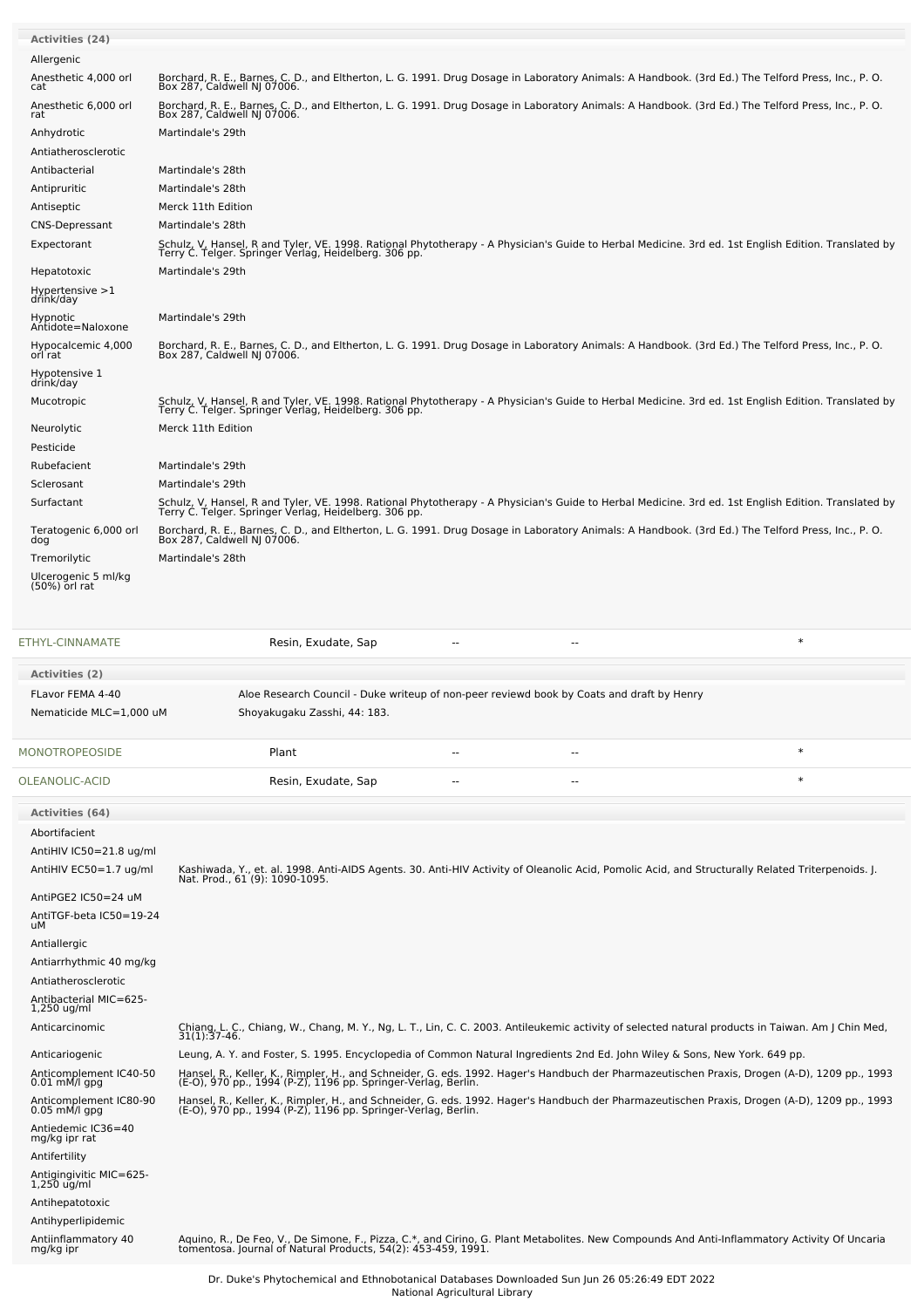**Activities (24)**

| Activity | Reference |
|---|---|
| Allergenic | |
| Anesthetic 4,000 orl cat | Borchard, R. E., Barnes, C. D., and Eltherton, L. G. 1991. Drug Dosage in Laboratory Animals: A Handbook. (3rd Ed.) The Telford Press, Inc., P. O. Box 287, Caldwell NJ 07006. |
| Anesthetic 6,000 orl rat | Borchard, R. E., Barnes, C. D., and Eltherton, L. G. 1991. Drug Dosage in Laboratory Animals: A Handbook. (3rd Ed.) The Telford Press, Inc., P. O. Box 287, Caldwell NJ 07006. |
| Anhydrotic | Martindale's 29th |
| Antiatherosclerotic | |
| Antibacterial | Martindale's 28th |
| Antipruritic | Martindale's 28th |
| Antiseptic | Merck 11th Edition |
| CNS-Depressant | Martindale's 28th |
| Expectorant | Schulz, V, Hansel, R and Tyler, VE. 1998. Rational Phytotherapy - A Physician's Guide to Herbal Medicine. 3rd ed. 1st English Edition. Translated by Terry C. Telger. Springer Verlag, Heidelberg. 306 pp. |
| Hepatotoxic | Martindale's 29th |
| Hypertensive >1 drink/day | |
| Hypnotic Antidote=Naloxone | Martindale's 29th |
| Hypocalcemic 4,000 orl rat | Borchard, R. E., Barnes, C. D., and Eltherton, L. G. 1991. Drug Dosage in Laboratory Animals: A Handbook. (3rd Ed.) The Telford Press, Inc., P. O. Box 287, Caldwell NJ 07006. |
| Hypotensive 1 drink/day | |
| Mucotropic | Schulz, V, Hansel, R and Tyler, VE. 1998. Rational Phytotherapy - A Physician's Guide to Herbal Medicine. 3rd ed. 1st English Edition. Translated by Terry C. Telger. Springer Verlag, Heidelberg. 306 pp. |
| Neurolytic | Merck 11th Edition |
| Pesticide | |
| Rubefacient | Martindale's 29th |
| Sclerosant | Martindale's 29th |
| Surfactant | Schulz, V, Hansel, R and Tyler, VE. 1998. Rational Phytotherapy - A Physician's Guide to Herbal Medicine. 3rd ed. 1st English Edition. Translated by Terry C. Telger. Springer Verlag, Heidelberg. 306 pp. |
| Teratogenic 6,000 orl dog | Borchard, R. E., Barnes, C. D., and Eltherton, L. G. 1991. Drug Dosage in Laboratory Animals: A Handbook. (3rd Ed.) The Telford Press, Inc., P. O. Box 287, Caldwell NJ 07006. |
| Tremorilytic | Martindale's 28th |
| Ulcerogenic 5 ml/kg (50%) orl rat | |

| Chemical | Part | | | |
|---|---|---|---|---|
| ETHYL-CINNAMATE | Resin, Exudate, Sap | -- | -- | * |

**Activities (2)**

| Activity | Reference |
|---|---|
| FLavor FEMA 4-40 | Aloe Research Council - Duke writeup of non-peer reviewd book by Coats and draft by Henry |
| Nematicide MLC=1,000 uM | Shoyakugaku Zasshi, 44: 183. |

| Chemical | Part | | | |
|---|---|---|---|---|
| MONOTROPEOSIDE | Plant | -- | -- | * |
| OLEANOLIC-ACID | Resin, Exudate, Sap | -- | -- | * |

**Activities (64)**

| Activity | Reference |
|---|---|
| Abortifacient | |
| AntiHIV IC50=21.8 ug/ml | |
| AntiHIV EC50=1.7 ug/ml | Kashiwada, Y., et. al. 1998. Anti-AIDS Agents. 30. Anti-HIV Activity of Oleanolic Acid, Pomolic Acid, and Structurally Related Triterpenoids. J. Nat. Prod., 61 (9): 1090-1095. |
| AntiPGE2 IC50=24 uM | |
| AntiTGF-beta IC50=19-24 uM | |
| Antiallergic | |
| Antiarrhythmic 40 mg/kg | |
| Antiatherosclerotic | |
| Antibacterial MIC=625-1,250 ug/ml | |
| Anticarcinomic | Chiang, L. C., Chiang, W., Chang, M. Y., Ng, L. T., Lin, C. C. 2003. Antileukemic activity of selected natural products in Taiwan. Am J Chin Med, 31(1):37-46. |
| Anticariogenic | Leung, A. Y. and Foster, S. 1995. Encyclopedia of Common Natural Ingredients 2nd Ed. John Wiley & Sons, New York. 649 pp. |
| Anticomplement IC40-50 0.01 mM/l gpg | Hansel, R., Keller, K., Rimpler, H., and Schneider, G. eds. 1992. Hager's Handbuch der Pharmazeutischen Praxis, Drogen (A-D), 1209 pp., 1993 (E-O), 970 pp., 1994 (P-Z), 1196 pp. Springer-Verlag, Berlin. |
| Anticomplement IC80-90 0.05 mM/l gpg | Hansel, R., Keller, K., Rimpler, H., and Schneider, G. eds. 1992. Hager's Handbuch der Pharmazeutischen Praxis, Drogen (A-D), 1209 pp., 1993 (E-O), 970 pp., 1994 (P-Z), 1196 pp. Springer-Verlag, Berlin. |
| Antiedemic IC36=40 mg/kg ipr rat | |
| Antifertility | |
| Antigingivitic MIC=625-1,250 ug/ml | |
| Antihepatotoxic | |
| Antihyperlipidemic | |
| Antiinflammatory 40 mg/kg ipr | Aquino, R., De Feo, V., De Simone, F., Pizza, C.*, and Cirino, G. Plant Metabolites. New Compounds And Anti-Inflammatory Activity Of Uncaria tomentosa. Journal of Natural Products, 54(2): 453-459, 1991. |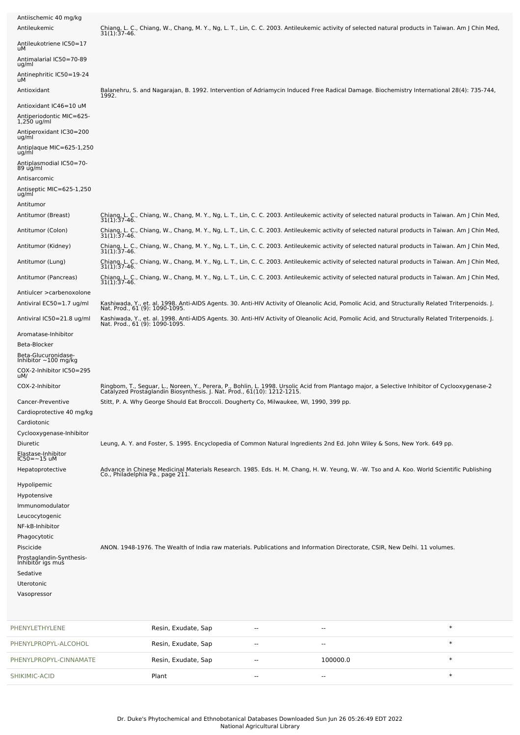| Activity | Reference |
|---|---|
| Antiischemic 40 mg/kg | |
| Antileukemic | Chiang, L. C., Chiang, W., Chang, M. Y., Ng, L. T., Lin, C. C. 2003. Antileukemic activity of selected natural products in Taiwan. Am J Chin Med, 31(1):37-46. |
| Antileukotriene IC50=17 uM | |
| Antimalarial IC50=70-89 ug/ml | |
| Antinephritic IC50=19-24 uM | |
| Antioxidant | Balanehru, S. and Nagarajan, B. 1992. Intervention of Adriamycin Induced Free Radical Damage. Biochemistry International 28(4): 735-744, 1992. |
| Antioxidant IC46=10 uM | |
| Antiperiodontic MIC=625-1,250 ug/ml | |
| Antiperoxidant IC30=200 ug/ml | |
| Antiplaque MIC=625-1,250 ug/ml | |
| Antiplasmodial IC50=70-89 ug/ml | |
| Antisarcomic | |
| Antiseptic MIC=625-1,250 ug/ml | |
| Antitumor | |
| Antitumor (Breast) | Chiang, L. C., Chiang, W., Chang, M. Y., Ng, L. T., Lin, C. C. 2003. Antileukemic activity of selected natural products in Taiwan. Am J Chin Med, 31(1):37-46. |
| Antitumor (Colon) | Chiang, L. C., Chiang, W., Chang, M. Y., Ng, L. T., Lin, C. C. 2003. Antileukemic activity of selected natural products in Taiwan. Am J Chin Med, 31(1):37-46. |
| Antitumor (Kidney) | Chiang, L. C., Chiang, W., Chang, M. Y., Ng, L. T., Lin, C. C. 2003. Antileukemic activity of selected natural products in Taiwan. Am J Chin Med, 31(1):37-46. |
| Antitumor (Lung) | Chiang, L. C., Chiang, W., Chang, M. Y., Ng, L. T., Lin, C. C. 2003. Antileukemic activity of selected natural products in Taiwan. Am J Chin Med, 31(1):37-46. |
| Antitumor (Pancreas) | Chiang, L. C., Chiang, W., Chang, M. Y., Ng, L. T., Lin, C. C. 2003. Antileukemic activity of selected natural products in Taiwan. Am J Chin Med, 31(1):37-46. |
| Antiulcer >carbenoxolone | |
| Antiviral EC50=1.7 ug/ml | Kashiwada, Y., et. al. 1998. Anti-AIDS Agents. 30. Anti-HIV Activity of Oleanolic Acid, Pomolic Acid, and Structurally Related Triterpenoids. J. Nat. Prod., 61 (9): 1090-1095. |
| Antiviral IC50=21.8 ug/ml | Kashiwada, Y., et. al. 1998. Anti-AIDS Agents. 30. Anti-HIV Activity of Oleanolic Acid, Pomolic Acid, and Structurally Related Triterpenoids. J. Nat. Prod., 61 (9): 1090-1095. |
| Aromatase-Inhibitor | |
| Beta-Blocker | |
| Beta-Glucuronidase-Inhibitor ~100 mg/kg | |
| COX-2-Inhibitor IC50=295 uM/ | |
| COX-2-Inhibitor | Ringbom, T., Seguar, L., Noreen, Y., Perera, P., Bohlin, L. 1998. Ursolic Acid from Plantago major, a Selective Inhibitor of Cyclooxygenase-2 Catalyzed Prostaglandin Biosynthesis. J. Nat. Prod., 61(10): 1212-1215. |
| Cancer-Preventive | Stitt, P. A. Why George Should Eat Broccoli. Dougherty Co, Milwaukee, WI, 1990, 399 pp. |
| Cardioprotective 40 mg/kg | |
| Cardiotonic | |
| Cyclooxygenase-Inhibitor | |
| Diuretic | Leung, A. Y. and Foster, S. 1995. Encyclopedia of Common Natural Ingredients 2nd Ed. John Wiley & Sons, New York. 649 pp. |
| Elastase-Inhibitor IC50=~15 uM | |
| Hepatoprotective | Advance in Chinese Medicinal Materials Research. 1985. Eds. H. M. Chang, H. W. Yeung, W. -W. Tso and A. Koo. World Scientific Publishing Co., Philadelphia Pa., page 211. |
| Hypolipemic | |
| Hypotensive | |
| Immunomodulator | |
| Leucocytogenic | |
| NF-kB-Inhibitor | |
| Phagocytotic | |
| Piscicide | ANON. 1948-1976. The Wealth of India raw materials. Publications and Information Directorate, CSIR, New Delhi. 11 volumes. |
| Prostaglandin-Synthesis-Inhibitor igs mus | |
| Sedative | |
| Uterotonic | |
| Vasopressor | |

| | | | | |
|---|---|---|---|---|
| PHENYLETHYLENE | Resin, Exudate, Sap | -- | -- | * |
| PHENYLPROPYL-ALCOHOL | Resin, Exudate, Sap | -- | -- | * |
| PHENYLPROPYL-CINNAMATE | Resin, Exudate, Sap | -- | 100000.0 | * |
| SHIKIMIC-ACID | Plant | -- | -- | * |

Dr. Duke's Phytochemical and Ethnobotanical Databases Downloaded Sun Jun 26 05:26:49 EDT 2022
National Agricultural Library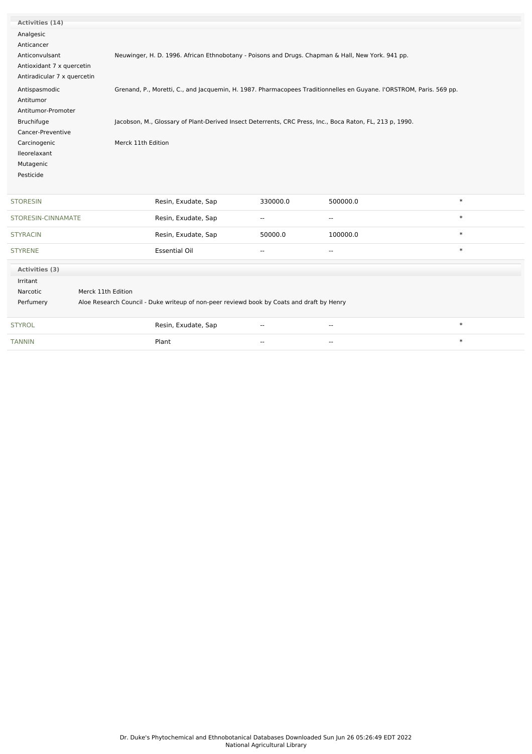**Activities (14)**

| Activity | Reference |
|---|---|
| Analgesic | |
| Anticancer | |
| Anticonvulsant | Neuwinger, H. D. 1996. African Ethnobotany - Poisons and Drugs. Chapman & Hall, New York. 941 pp. |
| Antioxidant 7 x quercetin | |
| Antiradicular 7 x quercetin | |
| Antispasmodic | Grenand, P., Moretti, C., and Jacquemin, H. 1987. Pharmacopees Traditionnelles en Guyane. l'ORSTROM, Paris. 569 pp. |
| Antitumor | |
| Antitumor-Promoter | |
| Bruchifuge | Jacobson, M., Glossary of Plant-Derived Insect Deterrents, CRC Press, Inc., Boca Raton, FL, 213 p, 1990. |
| Cancer-Preventive | |
| Carcinogenic | Merck 11th Edition |
| Ileorelaxant | |
| Mutagenic | |
| Pesticide | |

| Chemical | Plant Part | Low PPM | High PPM | |
|---|---|---|---|---|
| STORESIN | Resin, Exudate, Sap | 330000.0 | 500000.0 | * |
| STORESIN-CINNAMATE | Resin, Exudate, Sap | -- | -- | * |
| STYRACIN | Resin, Exudate, Sap | 50000.0 | 100000.0 | * |
| STYRENE | Essential Oil | -- | -- | * |

**Activities (3)**

| Activity | Reference |
|---|---|
| Irritant | |
| Narcotic | Merck 11th Edition |
| Perfumery | Aloe Research Council - Duke writeup of non-peer reviewd book by Coats and draft by Henry |

| Chemical | Plant Part | Low PPM | High PPM | |
|---|---|---|---|---|
| STYROL | Resin, Exudate, Sap | -- | -- | * |
| TANNIN | Plant | -- | -- | * |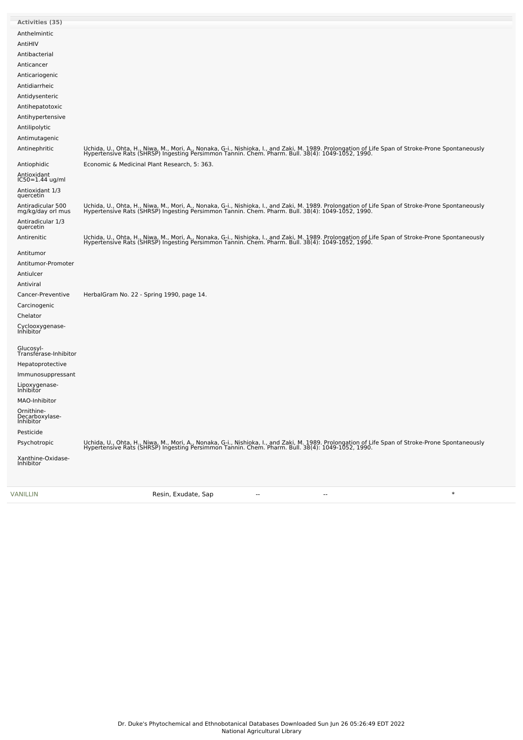| Activities (35) | |
|---|---|
| Anthelmintic | |
| AntiHIV | |
| Antibacterial | |
| Anticancer | |
| Anticariogenic | |
| Antidiarrheic | |
| Antidysenteric | |
| Antihepatotoxic | |
| Antihypertensive | |
| Antilipolytic | |
| Antimutagenic | |
| Antinephritic | Uchida, U., Ohta, H., Niwa, M., Mori, A., Nonaka, G-i., Nishioka, I., and Zaki, M. 1989. Prolongation of Life Span of Stroke-Prone Spontaneously Hypertensive Rats (SHRSP) Ingesting Persimmon Tannin. Chem. Pharm. Bull. 38(4): 1049-1052, 1990. |
| Antiophidic | Economic & Medicinal Plant Research, 5: 363. |
| Antioxidant IC50=1.44 ug/ml | |
| Antioxidant 1/3 quercetin | |
| Antiradicular 500 mg/kg/day orl mus | Uchida, U., Ohta, H., Niwa, M., Mori, A., Nonaka, G-i., Nishioka, I., and Zaki, M. 1989. Prolongation of Life Span of Stroke-Prone Spontaneously Hypertensive Rats (SHRSP) Ingesting Persimmon Tannin. Chem. Pharm. Bull. 38(4): 1049-1052, 1990. |
| Antiradicular 1/3 quercetin | |
| Antirenitic | Uchida, U., Ohta, H., Niwa, M., Mori, A., Nonaka, G-i., Nishioka, I., and Zaki, M. 1989. Prolongation of Life Span of Stroke-Prone Spontaneously Hypertensive Rats (SHRSP) Ingesting Persimmon Tannin. Chem. Pharm. Bull. 38(4): 1049-1052, 1990. |
| Antitumor | |
| Antitumor-Promoter | |
| Antiulcer | |
| Antiviral | |
| Cancer-Preventive | HerbalGram No. 22 - Spring 1990, page 14. |
| Carcinogenic | |
| Chelator | |
| Cyclooxygenase-Inhibitor | |
| Glucosyl-Transferase-Inhibitor | |
| Hepatoprotective | |
| Immunosuppressant | |
| Lipoxygenase-Inhibitor | |
| MAO-Inhibitor | |
| Ornithine-Decarboxylase-Inhibitor | |
| Pesticide | |
| Psychotropic | Uchida, U., Ohta, H., Niwa, M., Mori, A., Nonaka, G-i., Nishioka, I., and Zaki, M. 1989. Prolongation of Life Span of Stroke-Prone Spontaneously Hypertensive Rats (SHRSP) Ingesting Persimmon Tannin. Chem. Pharm. Bull. 38(4): 1049-1052, 1990. |
| Xanthine-Oxidase-Inhibitor | |

| VANILLIN | Resin, Exudate, Sap | -- | -- | * |
|---|---|---|---|---|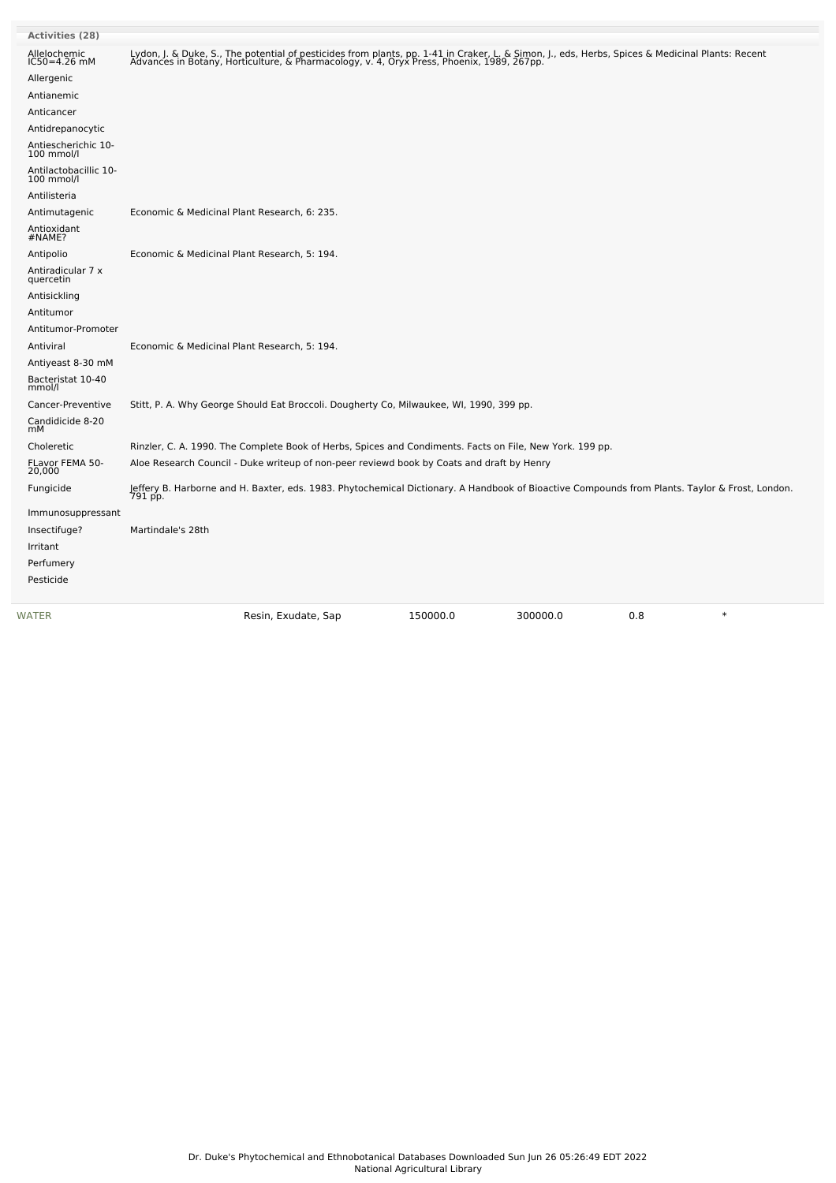**Activities (28)**

| | |
|---|---|
| Allelochemic IC50=4.26 mM | Lydon, J. & Duke, S., The potential of pesticides from plants, pp. 1-41 in Craker, L. & Simon, J., eds, Herbs, Spices & Medicinal Plants: Recent Advances in Botany, Horticulture, & Pharmacology, v. 4, Oryx Press, Phoenix, 1989, 267pp. |
| Allergenic | |
| Antianemic | |
| Anticancer | |
| Antidrepanocytic | |
| Antiescherichic 10-100 mmol/l | |
| Antilactobacillic 10-100 mmol/l | |
| Antilisteria | |
| Antimutagenic | Economic & Medicinal Plant Research, 6: 235. |
| Antioxidant #NAME? | |
| Antipolio | Economic & Medicinal Plant Research, 5: 194. |
| Antiradicular 7 x quercetin | |
| Antisickling | |
| Antitumor | |
| Antitumor-Promoter | |
| Antiviral | Economic & Medicinal Plant Research, 5: 194. |
| Antiyeast 8-30 mM | |
| Bacteristat 10-40 mmol/l | |
| Cancer-Preventive | Stitt, P. A. Why George Should Eat Broccoli. Dougherty Co, Milwaukee, WI, 1990, 399 pp. |
| Candidicide 8-20 mM | |
| Choleretic | Rinzler, C. A. 1990. The Complete Book of Herbs, Spices and Condiments. Facts on File, New York. 199 pp. |
| FLavor FEMA 50-20,000 | Aloe Research Council - Duke writeup of non-peer reviewd book by Coats and draft by Henry |
| Fungicide | Jeffery B. Harborne and H. Baxter, eds. 1983. Phytochemical Dictionary. A Handbook of Bioactive Compounds from Plants. Taylor & Frost, London. 791 pp. |
| Immunosuppressant | |
| Insectifuge? | Martindale's 28th |
| Irritant | |
| Perfumery | |
| Pesticide | |

| | | | | | |
|---|---|---|---|---|---|
| WATER | Resin, Exudate, Sap | 150000.0 | 300000.0 | 0.8 | * |